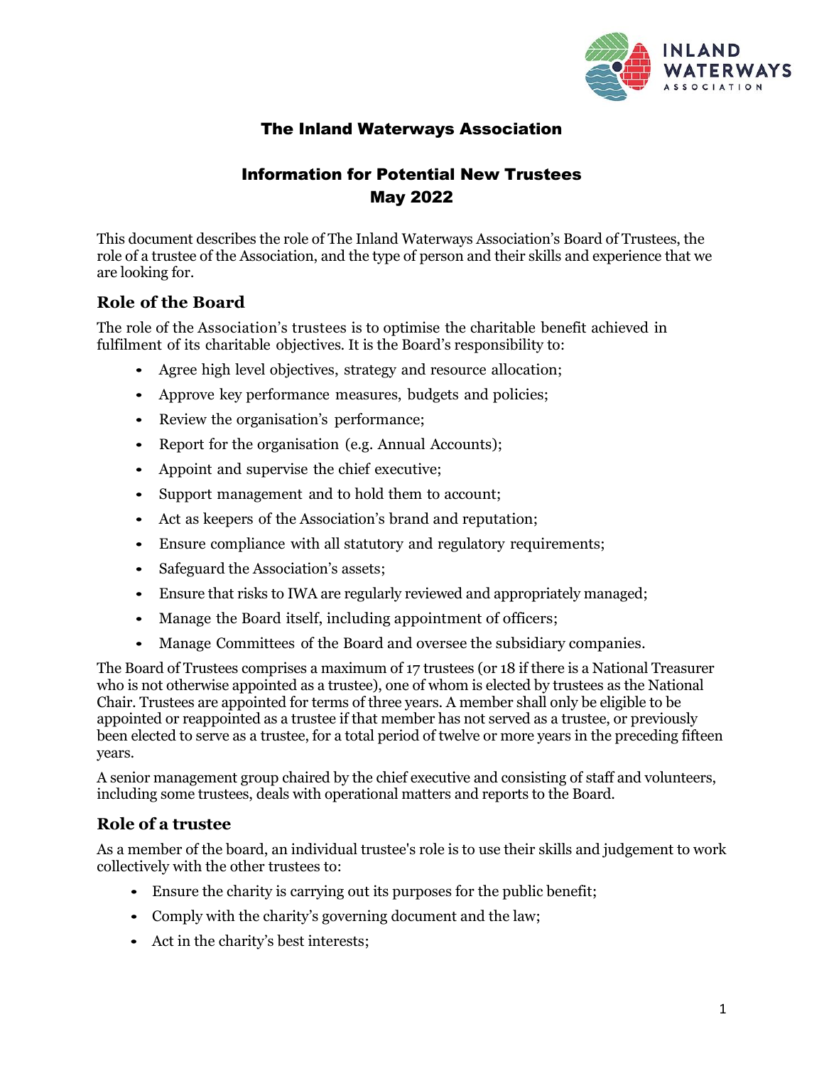# The Inland Waterways Association

## Information for Potential New Trustees
## May 2022

This document describes the role of The Inland Waterways Association's Board of Trustees, the role of a trustee of the Association, and the type of person and their skills and experience that we are looking for.

### Role of the Board

The role of the Association's trustees is to optimise the charitable benefit achieved in fulfilment of its charitable objectives. It is the Board's responsibility to:

- Agree high level objectives, strategy and resource allocation;
- Approve key performance measures, budgets and policies;
- Review the organisation's performance;
- Report for the organisation (e.g. Annual Accounts);
- Appoint and supervise the chief executive;
- Support management and to hold them to account;
- Act as keepers of the Association's brand and reputation;
- Ensure compliance with all statutory and regulatory requirements;
- Safeguard the Association's assets;
- Ensure that risks to IWA are regularly reviewed and appropriately managed;
- Manage the Board itself, including appointment of officers;
- Manage Committees of the Board and oversee the subsidiary companies.

The Board of Trustees comprises a maximum of 17 trustees (or 18 if there is a National Treasurer who is not otherwise appointed as a trustee), one of whom is elected by trustees as the National Chair. Trustees are appointed for terms of three years. A member shall only be eligible to be appointed or reappointed as a trustee if that member has not served as a trustee, or previously been elected to serve as a trustee, for a total period of twelve or more years in the preceding fifteen years.

A senior management group chaired by the chief executive and consisting of staff and volunteers, including some trustees, deals with operational matters and reports to the Board.

### Role of a trustee

As a member of the board, an individual trustee's role is to use their skills and judgement to work collectively with the other trustees to:

- Ensure the charity is carrying out its purposes for the public benefit;
- Comply with the charity's governing document and the law;
- Act in the charity's best interests;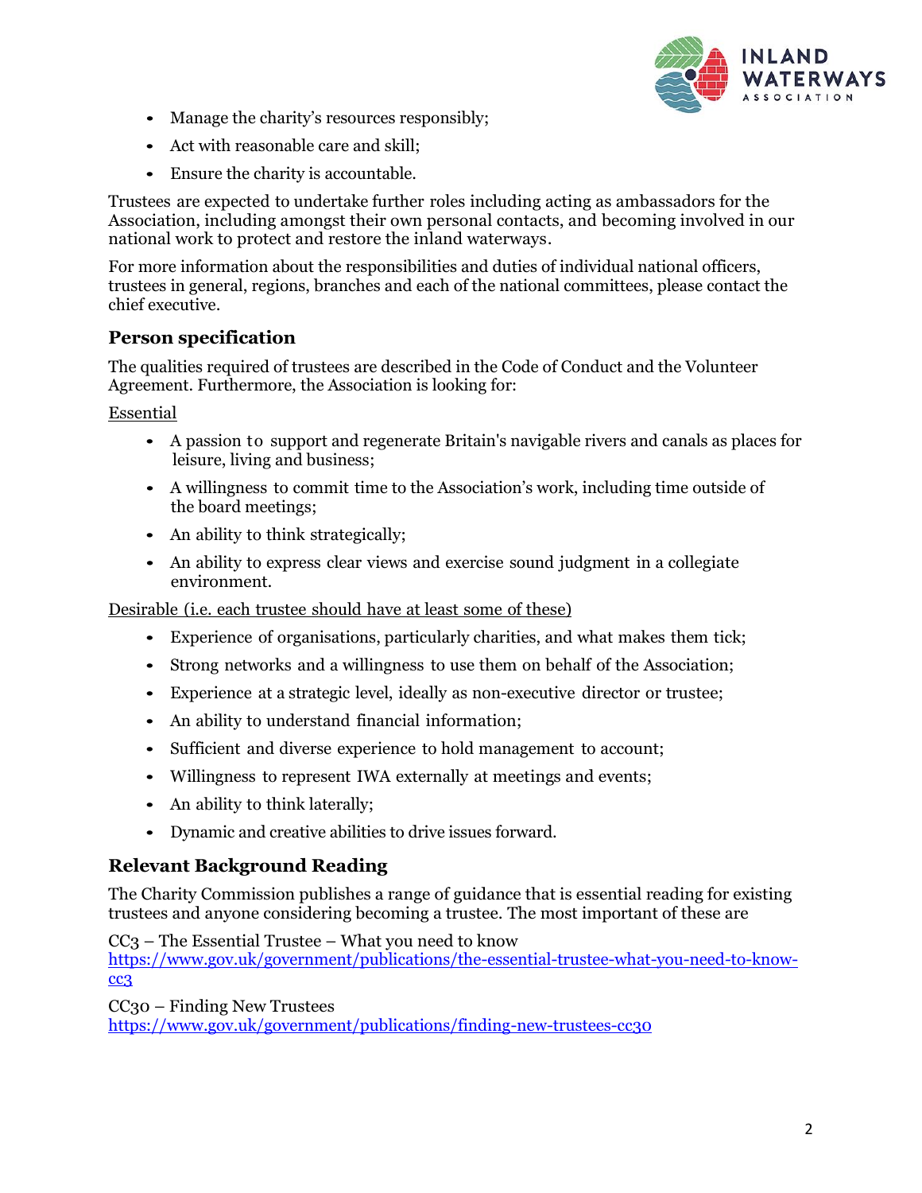- Manage the charity's resources responsibly;
- Act with reasonable care and skill;
- Ensure the charity is accountable.

Trustees are expected to undertake further roles including acting as ambassadors for the Association, including amongst their own personal contacts, and becoming involved in our national work to protect and restore the inland waterways.

For more information about the responsibilities and duties of individual national officers, trustees in general, regions, branches and each of the national committees, please contact the chief executive.

## Person specification

The qualities required of trustees are described in the Code of Conduct and the Volunteer Agreement. Furthermore, the Association is looking for:

Essential

- A passion to support and regenerate Britain's navigable rivers and canals as places for leisure, living and business;
- A willingness to commit time to the Association's work, including time outside of the board meetings;
- An ability to think strategically;
- An ability to express clear views and exercise sound judgment in a collegiate environment.

Desirable (i.e. each trustee should have at least some of these)

- Experience of organisations, particularly charities, and what makes them tick;
- Strong networks and a willingness to use them on behalf of the Association;
- Experience at a strategic level, ideally as non-executive director or trustee;
- An ability to understand financial information;
- Sufficient and diverse experience to hold management to account;
- Willingness to represent IWA externally at meetings and events;
- An ability to think laterally;
- Dynamic and creative abilities to drive issues forward.

## Relevant Background Reading

The Charity Commission publishes a range of guidance that is essential reading for existing trustees and anyone considering becoming a trustee. The most important of these are

CC3 – The Essential Trustee – What you need to know
https://www.gov.uk/government/publications/the-essential-trustee-what-you-need-to-know-cc3

CC30 – Finding New Trustees
https://www.gov.uk/government/publications/finding-new-trustees-cc30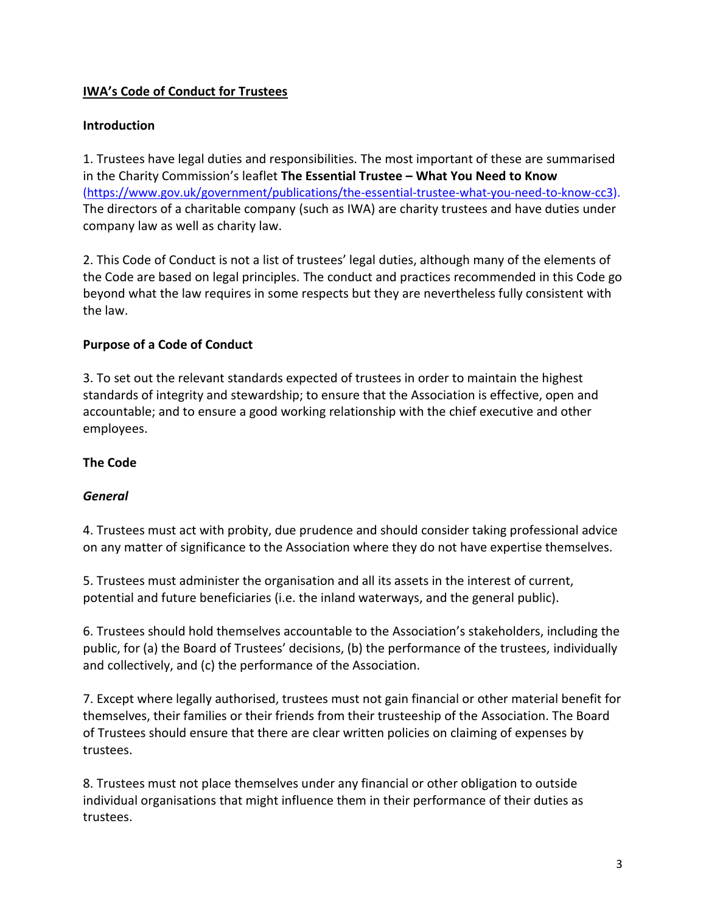## IWA's Code of Conduct for Trustees

### Introduction

1. Trustees have legal duties and responsibilities. The most important of these are summarised in the Charity Commission's leaflet **The Essential Trustee – What You Need to Know** (https://www.gov.uk/government/publications/the-essential-trustee-what-you-need-to-know-cc3). The directors of a charitable company (such as IWA) are charity trustees and have duties under company law as well as charity law.

2. This Code of Conduct is not a list of trustees' legal duties, although many of the elements of the Code are based on legal principles. The conduct and practices recommended in this Code go beyond what the law requires in some respects but they are nevertheless fully consistent with the law.

### Purpose of a Code of Conduct

3. To set out the relevant standards expected of trustees in order to maintain the highest standards of integrity and stewardship; to ensure that the Association is effective, open and accountable; and to ensure a good working relationship with the chief executive and other employees.

### The Code

#### *General*

4. Trustees must act with probity, due prudence and should consider taking professional advice on any matter of significance to the Association where they do not have expertise themselves.

5. Trustees must administer the organisation and all its assets in the interest of current, potential and future beneficiaries (i.e. the inland waterways, and the general public).

6. Trustees should hold themselves accountable to the Association's stakeholders, including the public, for (a) the Board of Trustees' decisions, (b) the performance of the trustees, individually and collectively, and (c) the performance of the Association.

7. Except where legally authorised, trustees must not gain financial or other material benefit for themselves, their families or their friends from their trusteeship of the Association. The Board of Trustees should ensure that there are clear written policies on claiming of expenses by trustees.

8. Trustees must not place themselves under any financial or other obligation to outside individual organisations that might influence them in their performance of their duties as trustees.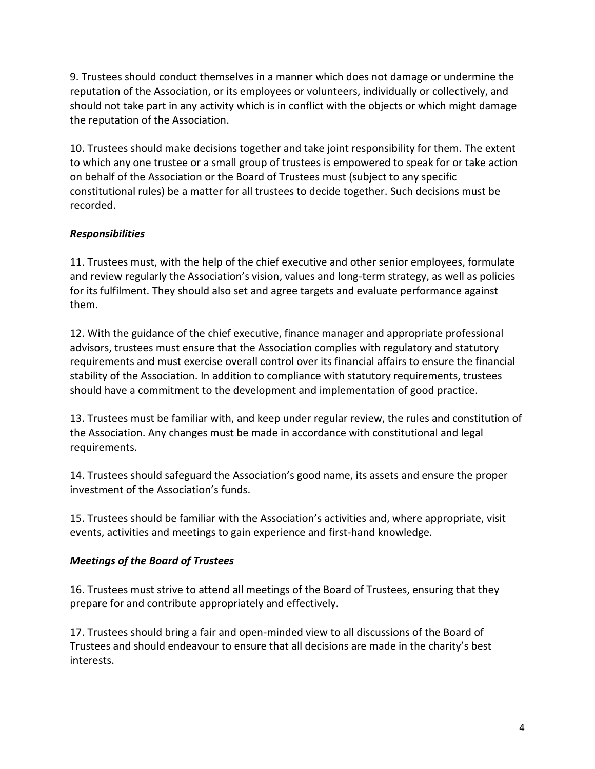9. Trustees should conduct themselves in a manner which does not damage or undermine the reputation of the Association, or its employees or volunteers, individually or collectively, and should not take part in any activity which is in conflict with the objects or which might damage the reputation of the Association.

10. Trustees should make decisions together and take joint responsibility for them. The extent to which any one trustee or a small group of trustees is empowered to speak for or take action on behalf of the Association or the Board of Trustees must (subject to any specific constitutional rules) be a matter for all trustees to decide together. Such decisions must be recorded.

### *Responsibilities*

11. Trustees must, with the help of the chief executive and other senior employees, formulate and review regularly the Association's vision, values and long-term strategy, as well as policies for its fulfilment. They should also set and agree targets and evaluate performance against them.

12. With the guidance of the chief executive, finance manager and appropriate professional advisors, trustees must ensure that the Association complies with regulatory and statutory requirements and must exercise overall control over its financial affairs to ensure the financial stability of the Association. In addition to compliance with statutory requirements, trustees should have a commitment to the development and implementation of good practice.

13. Trustees must be familiar with, and keep under regular review, the rules and constitution of the Association. Any changes must be made in accordance with constitutional and legal requirements.

14. Trustees should safeguard the Association's good name, its assets and ensure the proper investment of the Association's funds.

15. Trustees should be familiar with the Association's activities and, where appropriate, visit events, activities and meetings to gain experience and first-hand knowledge.

### *Meetings of the Board of Trustees*

16. Trustees must strive to attend all meetings of the Board of Trustees, ensuring that they prepare for and contribute appropriately and effectively.

17. Trustees should bring a fair and open-minded view to all discussions of the Board of Trustees and should endeavour to ensure that all decisions are made in the charity's best interests.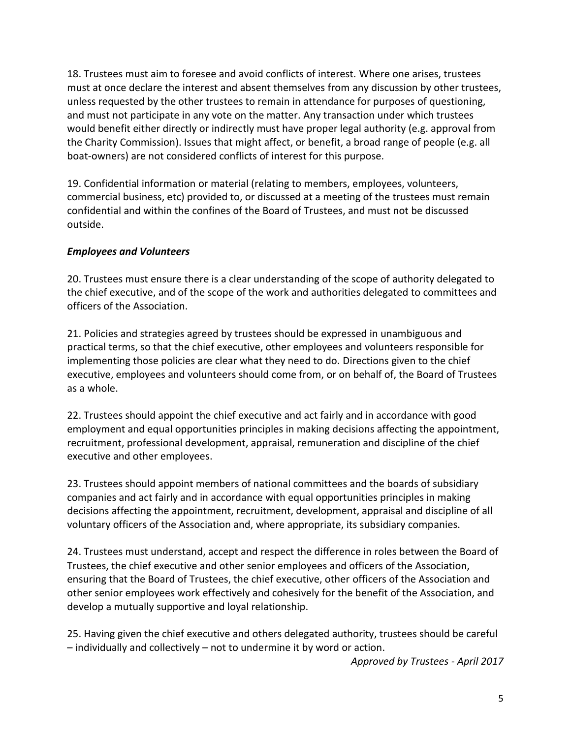18. Trustees must aim to foresee and avoid conflicts of interest. Where one arises, trustees must at once declare the interest and absent themselves from any discussion by other trustees, unless requested by the other trustees to remain in attendance for purposes of questioning, and must not participate in any vote on the matter. Any transaction under which trustees would benefit either directly or indirectly must have proper legal authority (e.g. approval from the Charity Commission). Issues that might affect, or benefit, a broad range of people (e.g. all boat-owners) are not considered conflicts of interest for this purpose.

19. Confidential information or material (relating to members, employees, volunteers, commercial business, etc) provided to, or discussed at a meeting of the trustees must remain confidential and within the confines of the Board of Trustees, and must not be discussed outside.

***Employees and Volunteers***

20. Trustees must ensure there is a clear understanding of the scope of authority delegated to the chief executive, and of the scope of the work and authorities delegated to committees and officers of the Association.

21. Policies and strategies agreed by trustees should be expressed in unambiguous and practical terms, so that the chief executive, other employees and volunteers responsible for implementing those policies are clear what they need to do. Directions given to the chief executive, employees and volunteers should come from, or on behalf of, the Board of Trustees as a whole.

22. Trustees should appoint the chief executive and act fairly and in accordance with good employment and equal opportunities principles in making decisions affecting the appointment, recruitment, professional development, appraisal, remuneration and discipline of the chief executive and other employees.

23. Trustees should appoint members of national committees and the boards of subsidiary companies and act fairly and in accordance with equal opportunities principles in making decisions affecting the appointment, recruitment, development, appraisal and discipline of all voluntary officers of the Association and, where appropriate, its subsidiary companies.

24. Trustees must understand, accept and respect the difference in roles between the Board of Trustees, the chief executive and other senior employees and officers of the Association, ensuring that the Board of Trustees, the chief executive, other officers of the Association and other senior employees work effectively and cohesively for the benefit of the Association, and develop a mutually supportive and loyal relationship.

25. Having given the chief executive and others delegated authority, trustees should be careful – individually and collectively – not to undermine it by word or action.

*Approved by Trustees - April 2017*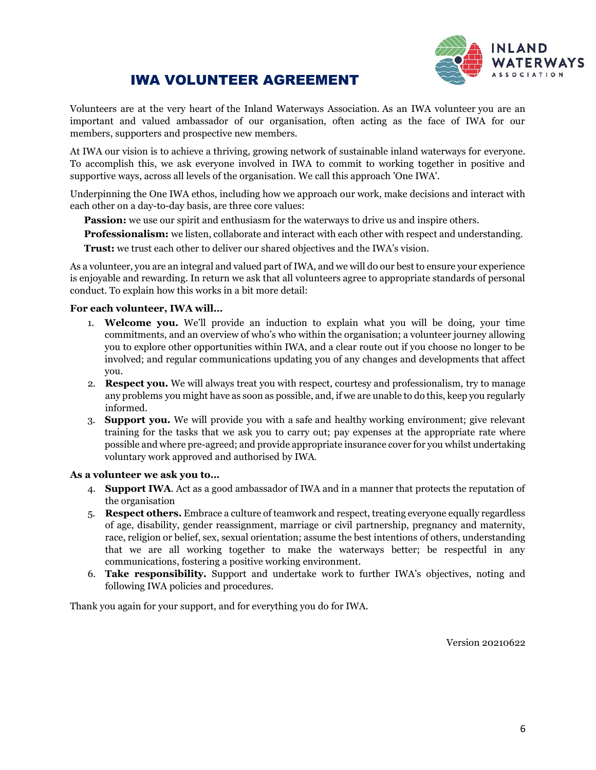# IWA VOLUNTEER AGREEMENT

Volunteers are at the very heart of the Inland Waterways Association. As an IWA volunteer you are an important and valued ambassador of our organisation, often acting as the face of IWA for our members, supporters and prospective new members.

At IWA our vision is to achieve a thriving, growing network of sustainable inland waterways for everyone. To accomplish this, we ask everyone involved in IWA to commit to working together in positive and supportive ways, across all levels of the organisation. We call this approach 'One IWA'.

Underpinning the One IWA ethos, including how we approach our work, make decisions and interact with each other on a day-to-day basis, are three core values:

**Passion:** we use our spirit and enthusiasm for the waterways to drive us and inspire others.

**Professionalism:** we listen, collaborate and interact with each other with respect and understanding.

**Trust:** we trust each other to deliver our shared objectives and the IWA's vision.

As a volunteer, you are an integral and valued part of IWA, and we will do our best to ensure your experience is enjoyable and rewarding. In return we ask that all volunteers agree to appropriate standards of personal conduct. To explain how this works in a bit more detail:

**For each volunteer, IWA will…**

1. **Welcome you.** We'll provide an induction to explain what you will be doing, your time commitments, and an overview of who's who within the organisation; a volunteer journey allowing you to explore other opportunities within IWA, and a clear route out if you choose no longer to be involved; and regular communications updating you of any changes and developments that affect you.
2. **Respect you.** We will always treat you with respect, courtesy and professionalism, try to manage any problems you might have as soon as possible, and, if we are unable to do this, keep you regularly informed.
3. **Support you.** We will provide you with a safe and healthy working environment; give relevant training for the tasks that we ask you to carry out; pay expenses at the appropriate rate where possible and where pre-agreed; and provide appropriate insurance cover for you whilst undertaking voluntary work approved and authorised by IWA.

**As a volunteer we ask you to…**

4. **Support IWA**. Act as a good ambassador of IWA and in a manner that protects the reputation of the organisation
5. **Respect others.** Embrace a culture of teamwork and respect, treating everyone equally regardless of age, disability, gender reassignment, marriage or civil partnership, pregnancy and maternity, race, religion or belief, sex, sexual orientation; assume the best intentions of others, understanding that we are all working together to make the waterways better; be respectful in any communications, fostering a positive working environment.
6. **Take responsibility.** Support and undertake work to further IWA's objectives, noting and following IWA policies and procedures.

Thank you again for your support, and for everything you do for IWA.

Version 20210622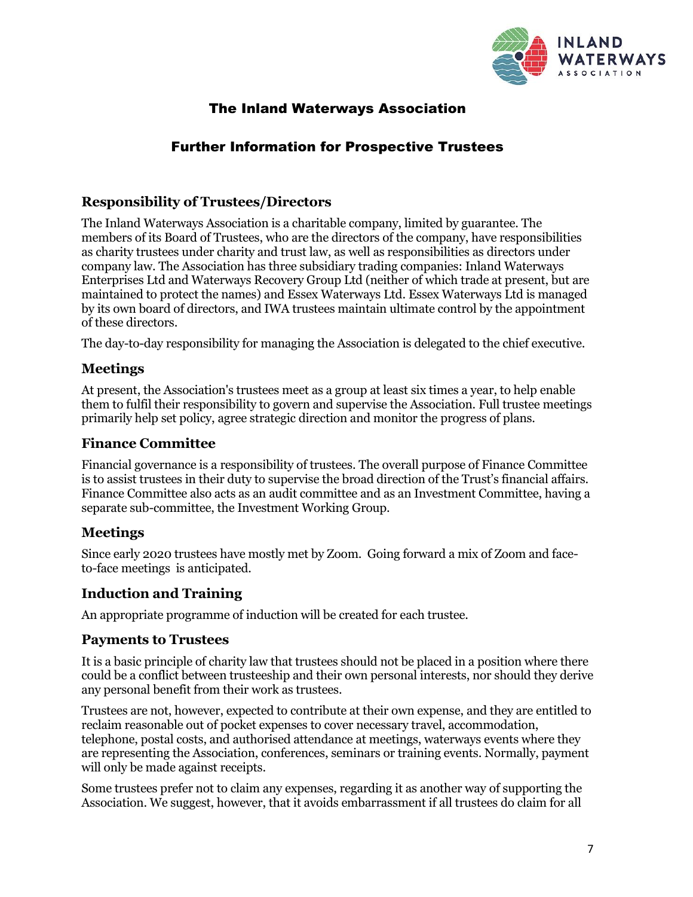# The Inland Waterways Association

## Further Information for Prospective Trustees

### Responsibility of Trustees/Directors

The Inland Waterways Association is a charitable company, limited by guarantee. The members of its Board of Trustees, who are the directors of the company, have responsibilities as charity trustees under charity and trust law, as well as responsibilities as directors under company law. The Association has three subsidiary trading companies: Inland Waterways Enterprises Ltd and Waterways Recovery Group Ltd (neither of which trade at present, but are maintained to protect the names) and Essex Waterways Ltd. Essex Waterways Ltd is managed by its own board of directors, and IWA trustees maintain ultimate control by the appointment of these directors.

The day-to-day responsibility for managing the Association is delegated to the chief executive.

### Meetings

At present, the Association's trustees meet as a group at least six times a year, to help enable them to fulfil their responsibility to govern and supervise the Association. Full trustee meetings primarily help set policy, agree strategic direction and monitor the progress of plans.

### Finance Committee

Financial governance is a responsibility of trustees. The overall purpose of Finance Committee is to assist trustees in their duty to supervise the broad direction of the Trust's financial affairs. Finance Committee also acts as an audit committee and as an Investment Committee, having a separate sub-committee, the Investment Working Group.

### Meetings

Since early 2020 trustees have mostly met by Zoom. Going forward a mix of Zoom and face-to-face meetings is anticipated.

### Induction and Training

An appropriate programme of induction will be created for each trustee.

### Payments to Trustees

It is a basic principle of charity law that trustees should not be placed in a position where there could be a conflict between trusteeship and their own personal interests, nor should they derive any personal benefit from their work as trustees.

Trustees are not, however, expected to contribute at their own expense, and they are entitled to reclaim reasonable out of pocket expenses to cover necessary travel, accommodation, telephone, postal costs, and authorised attendance at meetings, waterways events where they are representing the Association, conferences, seminars or training events. Normally, payment will only be made against receipts.

Some trustees prefer not to claim any expenses, regarding it as another way of supporting the Association. We suggest, however, that it avoids embarrassment if all trustees do claim for all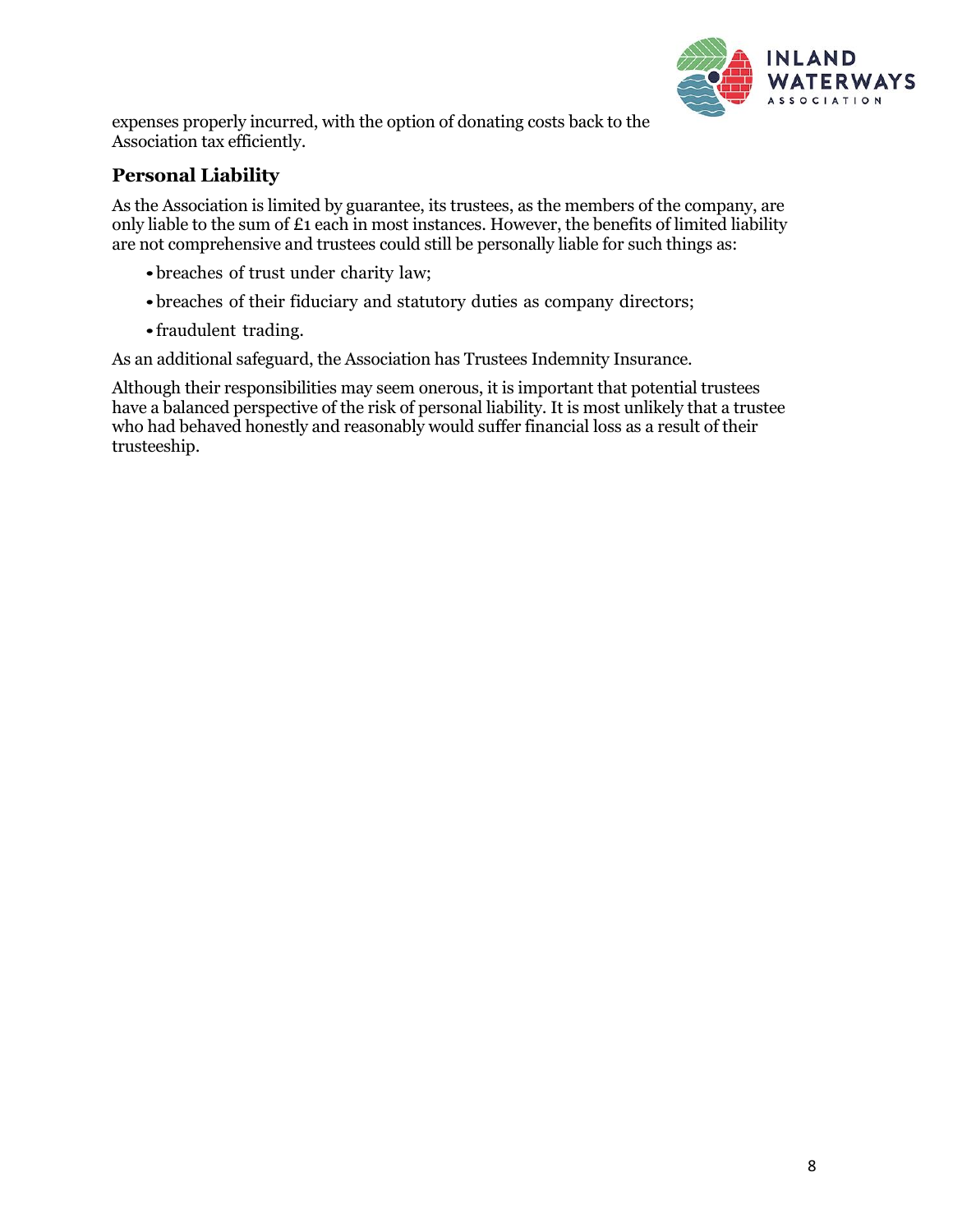expenses properly incurred, with the option of donating costs back to the Association tax efficiently.

## Personal Liability

As the Association is limited by guarantee, its trustees, as the members of the company, are only liable to the sum of £1 each in most instances. However, the benefits of limited liability are not comprehensive and trustees could still be personally liable for such things as:

- breaches of trust under charity law;
- breaches of their fiduciary and statutory duties as company directors;
- fraudulent trading.

As an additional safeguard, the Association has Trustees Indemnity Insurance.

Although their responsibilities may seem onerous, it is important that potential trustees have a balanced perspective of the risk of personal liability. It is most unlikely that a trustee who had behaved honestly and reasonably would suffer financial loss as a result of their trusteeship.